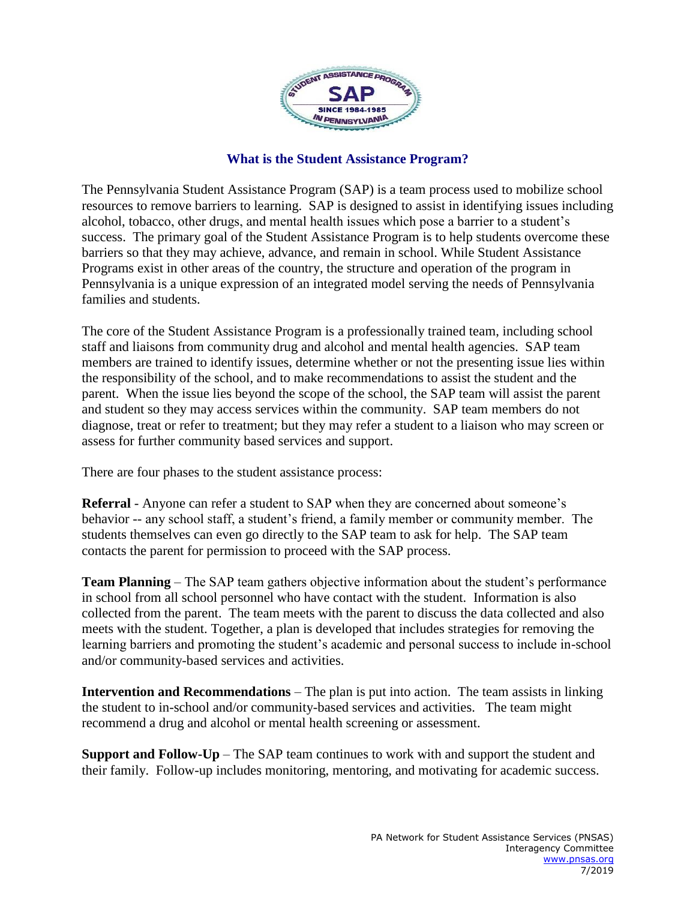# What is the Student Assistance Program?

The Pennsylvania Student Assistance Program (SAP) is a team process used to mobilize school resources to remove barriers to learning. SAP is designed to assist in identifying issues including alcohol, tobacco, other drugs, and mental health issues which pose a barrier to a student's success. The primary goal of the Student Assistance Program is to help students overcome these barriers so that they may achieve, advance, and remain in school. While Student Assistance Programs exist in other areas of the country, the structure and operation of the program in Pennsylvania is a unique expression of an integrated model serving the needs of Pennsylvania families and students.

The core of the Student Assistance Program is a professionally trained team, including school staff and liaisons from community drug and alcohol and mental health agencies. SAP team members are trained to identify issues, determine whether or not the presenting issue lies within the responsibility of the school, and to make recommendations to assist the student and the parent. When the issue lies beyond the scope of the school, the SAP team will assist the parent and student so they may access services within the community. SAP team members do not diagnose, treat or refer to treatment; but they may refer a student to a liaison who may screen or assess for further community based services and support.

There are four phases to the student assistance process:

**Referral** - Anyone can refer a student to SAP when they are concerned about someone's behavior -- any school staff, a student's friend, a family member or community member. The students themselves can even go directly to the SAP team to ask for help. The SAP team contacts the parent for permission to proceed with the SAP process.

**Team Planning** – The SAP team gathers objective information about the student's performance in school from all school personnel who have contact with the student. Information is also collected from the parent. The team meets with the parent to discuss the data collected and also meets with the student. Together, a plan is developed that includes strategies for removing the learning barriers and promoting the student's academic and personal success to include in-school and/or community-based services and activities.

**Intervention and Recommendations** – The plan is put into action. The team assists in linking the student to in-school and/or community-based services and activities. The team might recommend a drug and alcohol or mental health screening or assessment.

**Support and Follow-Up** – The SAP team continues to work with and support the student and their family. Follow-up includes monitoring, mentoring, and motivating for academic success.

PA Network for Student Assistance Services (PNSAS)
Interagency Committee
www.pnsas.org
7/2019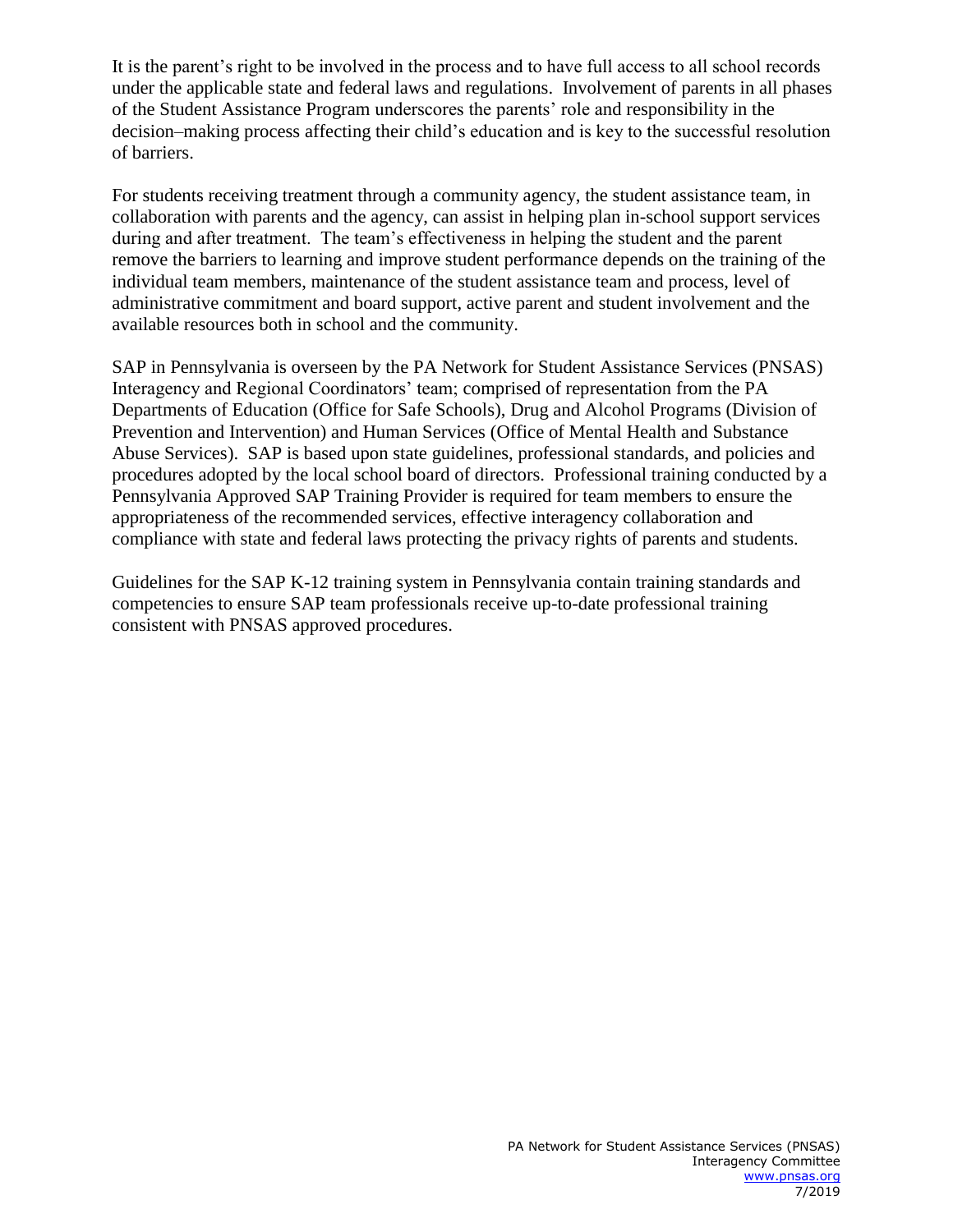It is the parent's right to be involved in the process and to have full access to all school records under the applicable state and federal laws and regulations. Involvement of parents in all phases of the Student Assistance Program underscores the parents' role and responsibility in the decision–making process affecting their child's education and is key to the successful resolution of barriers.

For students receiving treatment through a community agency, the student assistance team, in collaboration with parents and the agency, can assist in helping plan in-school support services during and after treatment. The team's effectiveness in helping the student and the parent remove the barriers to learning and improve student performance depends on the training of the individual team members, maintenance of the student assistance team and process, level of administrative commitment and board support, active parent and student involvement and the available resources both in school and the community.

SAP in Pennsylvania is overseen by the PA Network for Student Assistance Services (PNSAS) Interagency and Regional Coordinators' team; comprised of representation from the PA Departments of Education (Office for Safe Schools), Drug and Alcohol Programs (Division of Prevention and Intervention) and Human Services (Office of Mental Health and Substance Abuse Services). SAP is based upon state guidelines, professional standards, and policies and procedures adopted by the local school board of directors. Professional training conducted by a Pennsylvania Approved SAP Training Provider is required for team members to ensure the appropriateness of the recommended services, effective interagency collaboration and compliance with state and federal laws protecting the privacy rights of parents and students.

Guidelines for the SAP K-12 training system in Pennsylvania contain training standards and competencies to ensure SAP team professionals receive up-to-date professional training consistent with PNSAS approved procedures.

PA Network for Student Assistance Services (PNSAS)
Interagency Committee
www.pnsas.org
7/2019